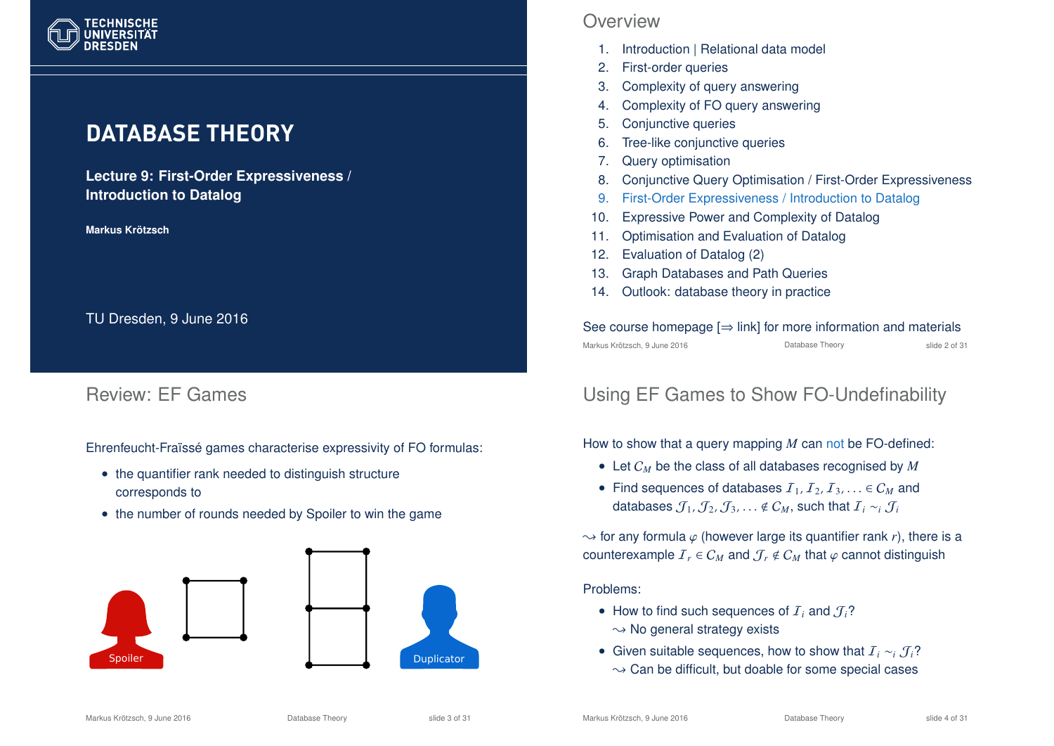# DATABASE THEORY

**Lecture 9: First-Order Expressiveness / Introduction to Datalog**

**Markus Krötzsch**

TU Dresden, 9 June 2016

## Overview

1. Introduction | Relational data model
2. First-order queries
3. Complexity of query answering
4. Complexity of FO query answering
5. Conjunctive queries
6. Tree-like conjunctive queries
7. Query optimisation
8. Conjunctive Query Optimisation / First-Order Expressiveness
9. First-Order Expressiveness / Introduction to Datalog
10. Expressive Power and Complexity of Datalog
11. Optimisation and Evaluation of Datalog
12. Evaluation of Datalog (2)
13. Graph Databases and Path Queries
14. Outlook: database theory in practice

See course homepage [⇒ link] for more information and materials

## Review: EF Games

Ehrenfeucht-Fraïssé games characterise expressivity of FO formulas:

- the quantifier rank needed to distinguish structure corresponds to
- the number of rounds needed by Spoiler to win the game

Spoiler

Duplicator

## Using EF Games to Show FO-Undefinability

How to show that a query mapping $M$ can not be FO-defined:

- Let $C_M$ be the class of all databases recognised by $M$
- Find sequences of databases $\mathcal{I}_1, \mathcal{I}_2, \mathcal{I}_3, \ldots \in C_M$ and databases $\mathcal{J}_1, \mathcal{J}_2, \mathcal{J}_3, \ldots \notin C_M$, such that $\mathcal{I}_i \sim_i \mathcal{J}_i$

$\leadsto$ for any formula $\varphi$ (however large its quantifier rank $r$), there is a counterexample $\mathcal{I}_r \in C_M$ and $\mathcal{J}_r \notin C_M$ that $\varphi$ cannot distinguish

Problems:

- How to find such sequences of $\mathcal{I}_i$ and $\mathcal{J}_i$?
  $\leadsto$ No general strategy exists
- Given suitable sequences, how to show that $\mathcal{I}_i \sim_i \mathcal{J}_i$?
  $\leadsto$ Can be difficult, but doable for some special cases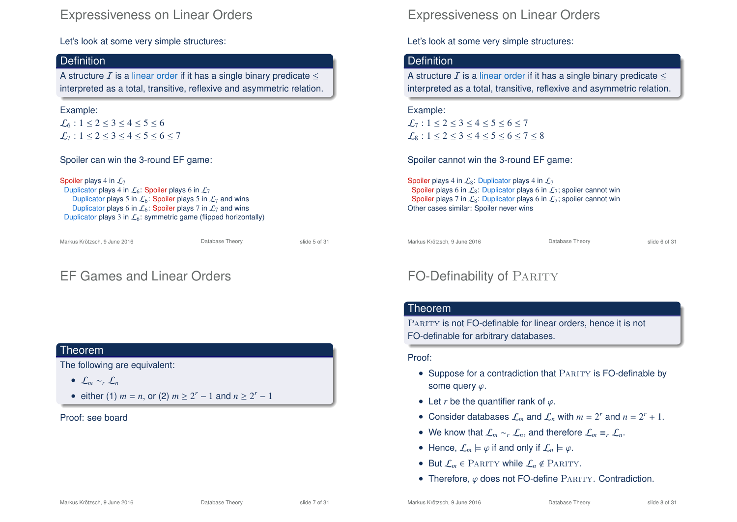# Expressiveness on Linear Orders

Let's look at some very simple structures:

**Definition**

A structure $\mathcal{I}$ is a linear order if it has a single binary predicate $\leq$ interpreted as a total, transitive, reflexive and asymmetric relation.

Example:

$\mathcal{L}_6 : 1 \leq 2 \leq 3 \leq 4 \leq 5 \leq 6$

$\mathcal{L}_7 : 1 \leq 2 \leq 3 \leq 4 \leq 5 \leq 6 \leq 7$

Spoiler can win the 3-round EF game:

Spoiler plays 4 in $\mathcal{L}_7$
- Duplicator plays 4 in $\mathcal{L}_6$: Spoiler plays 6 in $\mathcal{L}_7$
  - Duplicator plays 5 in $\mathcal{L}_6$: Spoiler plays 5 in $\mathcal{L}_7$ and wins
  - Duplicator plays 6 in $\mathcal{L}_6$: Spoiler plays 7 in $\mathcal{L}_7$ and wins
- Duplicator plays 3 in $\mathcal{L}_6$: symmetric game (flipped horizontally)

# Expressiveness on Linear Orders

Let's look at some very simple structures:

**Definition**

A structure $\mathcal{I}$ is a linear order if it has a single binary predicate $\leq$ interpreted as a total, transitive, reflexive and asymmetric relation.

Example:

$\mathcal{L}_7 : 1 \leq 2 \leq 3 \leq 4 \leq 5 \leq 6 \leq 7$

$\mathcal{L}_8 : 1 \leq 2 \leq 3 \leq 4 \leq 5 \leq 6 \leq 7 \leq 8$

Spoiler cannot win the 3-round EF game:

Spoiler plays 4 in $\mathcal{L}_8$: Duplicator plays 4 in $\mathcal{L}_7$
- Spoiler plays 6 in $\mathcal{L}_8$: Duplicator plays 6 in $\mathcal{L}_7$; spoiler cannot win
- Spoiler plays 7 in $\mathcal{L}_8$: Duplicator plays 6 in $\mathcal{L}_7$; spoiler cannot win

Other cases similar: Spoiler never wins

# EF Games and Linear Orders

**Theorem**

The following are equivalent:
- $\mathcal{L}_m \sim_r \mathcal{L}_n$
- either (1) $m = n$, or (2) $m \geq 2^r - 1$ and $n \geq 2^r - 1$

Proof: see board

# FO-Definability of Parity

**Theorem**

Parity is not FO-definable for linear orders, hence it is not FO-definable for arbitrary databases.

Proof:
- Suppose for a contradiction that Parity is FO-definable by some query $\varphi$.
- Let $r$ be the quantifier rank of $\varphi$.
- Consider databases $\mathcal{L}_m$ and $\mathcal{L}_n$ with $m = 2^r$ and $n = 2^r + 1$.
- We know that $\mathcal{L}_m \sim_r \mathcal{L}_n$, and therefore $\mathcal{L}_m \equiv_r \mathcal{L}_n$.
- Hence, $\mathcal{L}_m \models \varphi$ if and only if $\mathcal{L}_n \models \varphi$.
- But $\mathcal{L}_m \in$ Parity while $\mathcal{L}_n \notin$ Parity.
- Therefore, $\varphi$ does not FO-define Parity. Contradiction.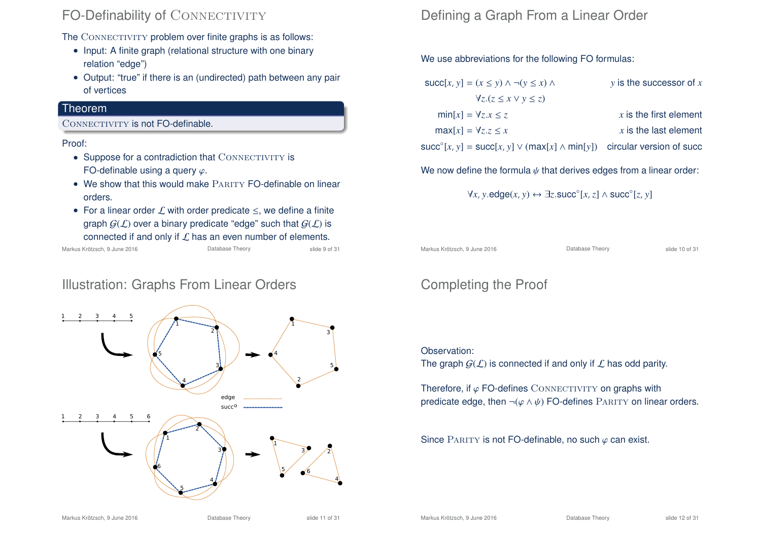## FO-Definability of Connectivity

The Connectivity problem over finite graphs is as follows:

- Input: A finite graph (relational structure with one binary relation "edge")
- Output: "true" if there is an (undirected) path between any pair of vertices

**Theorem**

Connectivity is not FO-definable.

Proof:

- Suppose for a contradiction that Connectivity is FO-definable using a query $\varphi$.
- We show that this would make Parity FO-definable on linear orders.
- For a linear order $\mathcal{L}$ with order predicate $\leq$, we define a finite graph $\mathcal{G}(\mathcal{L})$ over a binary predicate "edge" such that $\mathcal{G}(\mathcal{L})$ is connected if and only if $\mathcal{L}$ has an even number of elements.

## Defining a Graph From a Linear Order

We use abbreviations for the following FO formulas:

| | |
|---|---|
| $\mathsf{succ}[x, y] = (x \leq y) \wedge \neg(y \leq x) \wedge \forall z.(z \leq x \vee y \leq z)$ | $y$ is the successor of $x$ |
| $\mathsf{min}[x] = \forall z. x \leq z$ | $x$ is the first element |
| $\mathsf{max}[x] = \forall z. z \leq x$ | $x$ is the last element |
| $\mathsf{succ}^\circ[x, y] = \mathsf{succ}[x, y] \vee (\mathsf{max}[x] \wedge \mathsf{min}[y])$ | circular version of succ |

We now define the formula $\psi$ that derives edges from a linear order:

$$\forall x, y. \mathsf{edge}(x, y) \leftrightarrow \exists z. \mathsf{succ}^\circ[x, z] \wedge \mathsf{succ}^\circ[z, y]$$

## Illustration: Graphs From Linear Orders

## Completing the Proof

Observation:
The graph $\mathcal{G}(\mathcal{L})$ is connected if and only if $\mathcal{L}$ has odd parity.

Therefore, if $\varphi$ FO-defines Connectivity on graphs with predicate edge, then $\neg(\varphi \wedge \psi)$ FO-defines Parity on linear orders.

Since Parity is not FO-definable, no such $\varphi$ can exist.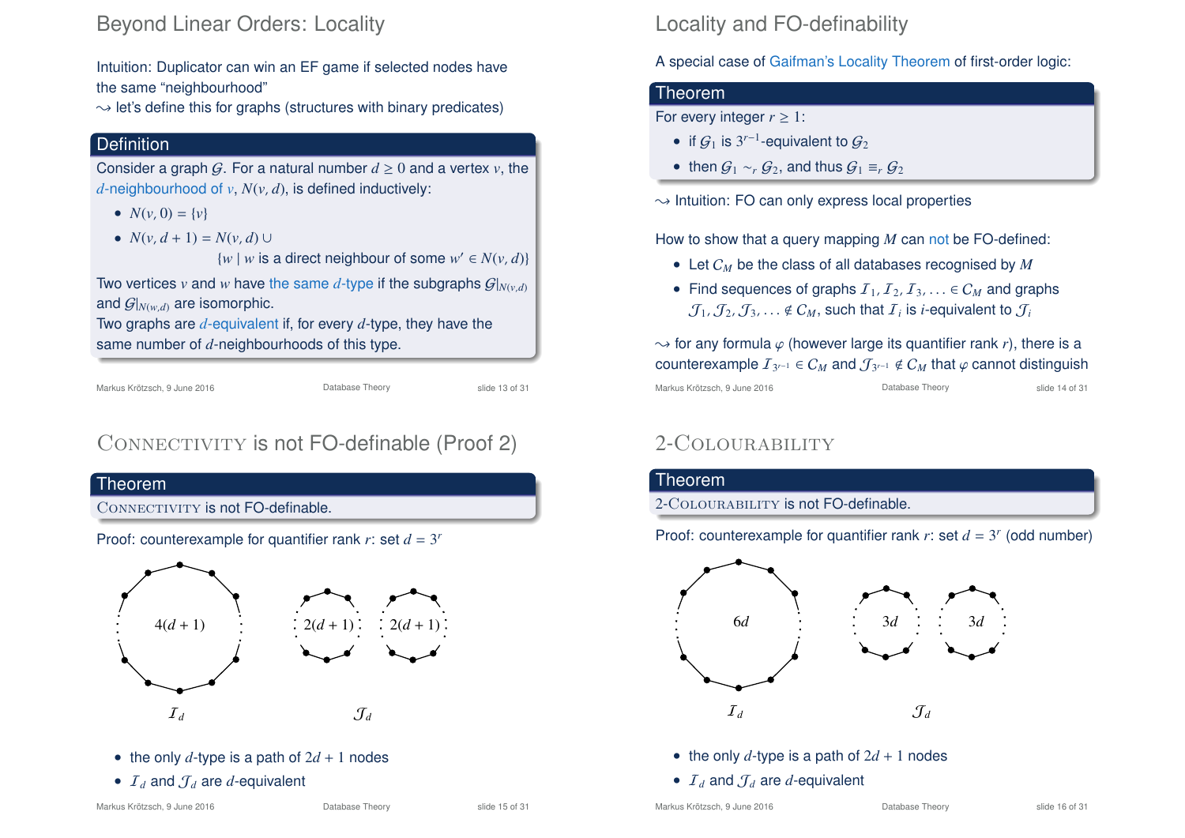# Beyond Linear Orders: Locality

Intuition: Duplicator can win an EF game if selected nodes have the same "neighbourhood"
$\leadsto$ let's define this for graphs (structures with binary predicates)

**Definition**

Consider a graph $\mathcal{G}$. For a natural number $d \geq 0$ and a vertex $v$, the $d$-neighbourhood of $v$, $N(v, d)$, is defined inductively:

- $N(v, 0) = \{v\}$
- $N(v, d + 1) = N(v, d) \cup \{w \mid w \text{ is a direct neighbour of some } w' \in N(v, d)\}$

Two vertices $v$ and $w$ have the same $d$-type if the subgraphs $\mathcal{G}|_{N(v,d)}$ and $\mathcal{G}|_{N(w,d)}$ are isomorphic.
Two graphs are $d$-equivalent if, for every $d$-type, they have the same number of $d$-neighbourhoods of this type.

# Locality and FO-definability

A special case of Gaifman's Locality Theorem of first-order logic:

**Theorem**

For every integer $r \geq 1$:

- if $\mathcal{G}_1$ is $3^{r-1}$-equivalent to $\mathcal{G}_2$
- then $\mathcal{G}_1 \sim_r \mathcal{G}_2$, and thus $\mathcal{G}_1 \equiv_r \mathcal{G}_2$

$\leadsto$ Intuition: FO can only express local properties

How to show that a query mapping $M$ can not be FO-defined:

- Let $C_M$ be the class of all databases recognised by $M$
- Find sequences of graphs $\mathcal{I}_1, \mathcal{I}_2, \mathcal{I}_3, \ldots \in C_M$ and graphs $\mathcal{J}_1, \mathcal{J}_2, \mathcal{J}_3, \ldots \notin C_M$, such that $\mathcal{I}_i$ is $i$-equivalent to $\mathcal{J}_i$

$\leadsto$ for any formula $\varphi$ (however large its quantifier rank $r$), there is a counterexample $\mathcal{I}_{3^{r-1}} \in C_M$ and $\mathcal{J}_{3^{r-1}} \notin C_M$ that $\varphi$ cannot distinguish

# Connectivity is not FO-definable (Proof 2)

**Theorem**

Connectivity is not FO-definable.

Proof: counterexample for quantifier rank $r$: set $d = 3^r$

$\mathcal{I}_d$: a cycle with $4(d+1)$ nodes; $\mathcal{J}_d$: two cycles with $2(d+1)$ nodes each

- the only $d$-type is a path of $2d + 1$ nodes
- $\mathcal{I}_d$ and $\mathcal{J}_d$ are $d$-equivalent

# 2-Colourability

**Theorem**

2-Colourability is not FO-definable.

Proof: counterexample for quantifier rank $r$: set $d = 3^r$ (odd number)

$\mathcal{I}_d$: a cycle with $6d$ nodes; $\mathcal{J}_d$: two cycles with $3d$ nodes each

- the only $d$-type is a path of $2d + 1$ nodes
- $\mathcal{I}_d$ and $\mathcal{J}_d$ are $d$-equivalent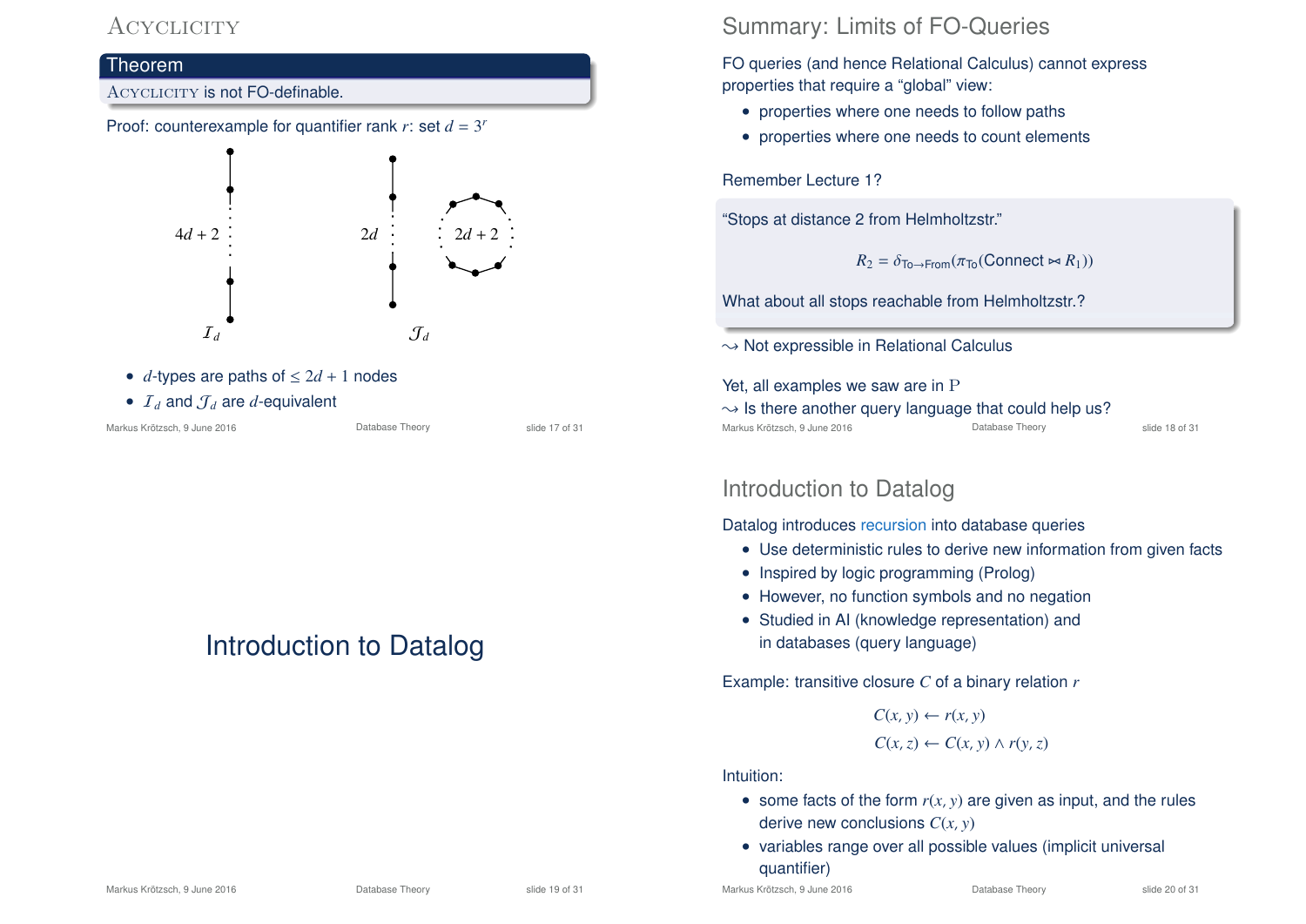## Acyclicity

**Theorem**

Acyclicity is not FO-definable.

Proof: counterexample for quantifier rank $r$: set $d = 3^r$

$4d+2$ (path) — $\mathcal{I}_d$

$2d$ (path), $2d+2$ (cycle) — $\mathcal{J}_d$

- $d$-types are paths of $\leq 2d+1$ nodes
- $\mathcal{I}_d$ and $\mathcal{J}_d$ are $d$-equivalent

## Summary: Limits of FO-Queries

FO queries (and hence Relational Calculus) cannot express properties that require a "global" view:

- properties where one needs to follow paths
- properties where one needs to count elements

Remember Lecture 1?

"Stops at distance 2 from Helmholtzstr."

$$R_2 = \delta_{\text{To}\to\text{From}}(\pi_{\text{To}}(\text{Connect} \bowtie R_1))$$

What about all stops reachable from Helmholtzstr.?

$\leadsto$ Not expressible in Relational Calculus

Yet, all examples we saw are in P

$\leadsto$ Is there another query language that could help us?

# Introduction to Datalog

## Introduction to Datalog

Datalog introduces recursion into database queries

- Use deterministic rules to derive new information from given facts
- Inspired by logic programming (Prolog)
- However, no function symbols and no negation
- Studied in AI (knowledge representation) and in databases (query language)

Example: transitive closure $C$ of a binary relation $r$

$$C(x,y) \leftarrow r(x,y)$$
$$C(x,z) \leftarrow C(x,y) \wedge r(y,z)$$

Intuition:

- some facts of the form $r(x,y)$ are given as input, and the rules derive new conclusions $C(x,y)$
- variables range over all possible values (implicit universal quantifier)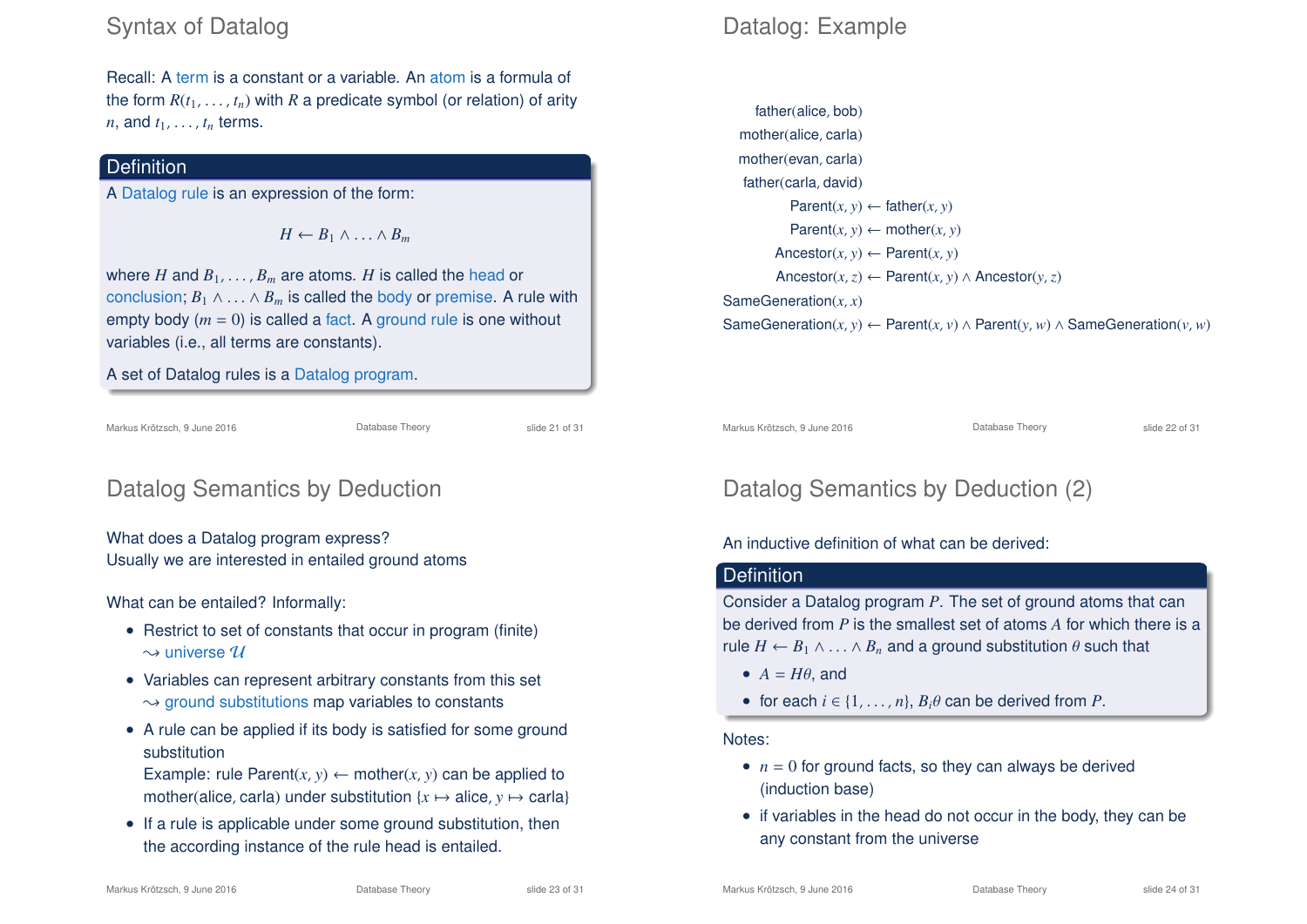# Syntax of Datalog

Recall: A term is a constant or a variable. An atom is a formula of the form $R(t_1, \ldots, t_n)$ with $R$ a predicate symbol (or relation) of arity $n$, and $t_1, \ldots, t_n$ terms.

**Definition**

A Datalog rule is an expression of the form:

$$H \leftarrow B_1 \wedge \ldots \wedge B_m$$

where $H$ and $B_1, \ldots, B_m$ are atoms. $H$ is called the head or conclusion; $B_1 \wedge \ldots \wedge B_m$ is called the body or premise. A rule with empty body ($m = 0$) is called a fact. A ground rule is one without variables (i.e., all terms are constants).

A set of Datalog rules is a Datalog program.

# Datalog: Example

father(alice, bob)

mother(alice, carla)

mother(evan, carla)

father(carla, david)

$\text{Parent}(x, y) \leftarrow \text{father}(x, y)$

$\text{Parent}(x, y) \leftarrow \text{mother}(x, y)$

$\text{Ancestor}(x, y) \leftarrow \text{Parent}(x, y)$

$\text{Ancestor}(x, z) \leftarrow \text{Parent}(x, y) \wedge \text{Ancestor}(y, z)$

$\text{SameGeneration}(x, x)$

$\text{SameGeneration}(x, y) \leftarrow \text{Parent}(x, v) \wedge \text{Parent}(y, w) \wedge \text{SameGeneration}(v, w)$

# Datalog Semantics by Deduction

What does a Datalog program express?
Usually we are interested in entailed ground atoms

What can be entailed? Informally:

- Restrict to set of constants that occur in program (finite) $\leadsto$ universe $\mathcal{U}$
- Variables can represent arbitrary constants from this set $\leadsto$ ground substitutions map variables to constants
- A rule can be applied if its body is satisfied for some ground substitution
  Example: rule $\text{Parent}(x, y) \leftarrow \text{mother}(x, y)$ can be applied to mother(alice, carla) under substitution $\{x \mapsto \text{alice}, y \mapsto \text{carla}\}$
- If a rule is applicable under some ground substitution, then the according instance of the rule head is entailed.

# Datalog Semantics by Deduction (2)

An inductive definition of what can be derived:

**Definition**

Consider a Datalog program $P$. The set of ground atoms that can be derived from $P$ is the smallest set of atoms $A$ for which there is a rule $H \leftarrow B_1 \wedge \ldots \wedge B_n$ and a ground substitution $\theta$ such that

- $A = H\theta$, and
- for each $i \in \{1, \ldots, n\}$, $B_i\theta$ can be derived from $P$.

Notes:

- $n = 0$ for ground facts, so they can always be derived (induction base)
- if variables in the head do not occur in the body, they can be any constant from the universe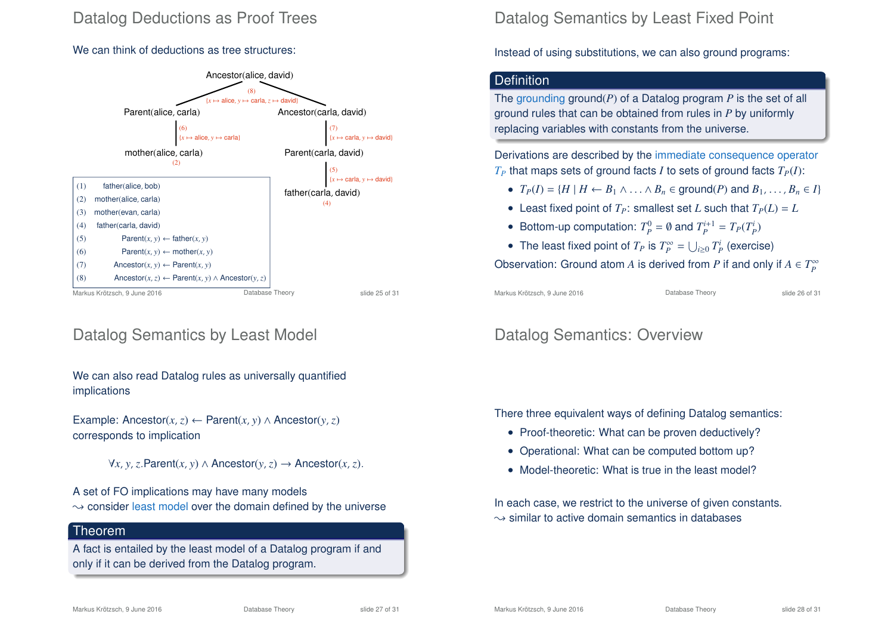## Datalog Deductions as Proof Trees

We can think of deductions as tree structures:

- Ancestor(alice, david) — (8) $\{x \mapsto$ alice, $y \mapsto$ carla, $z \mapsto$ david$\}$
  - Parent(alice, carla) — (6) $\{x \mapsto$ alice, $y \mapsto$ carla$\}$
    - mother(alice, carla) — (2)
  - Ancestor(carla, david) — (7) $\{x \mapsto$ carla, $y \mapsto$ david$\}$
    - Parent(carla, david) — (5) $\{x \mapsto$ carla, $y \mapsto$ david$\}$
      - father(carla, david) — (4)

| | |
|---|---|
| (1) | father(alice, bob) |
| (2) | mother(alice, carla) |
| (3) | mother(evan, carla) |
| (4) | father(carla, david) |
| (5) | Parent$(x, y) \leftarrow$ father$(x, y)$ |
| (6) | Parent$(x, y) \leftarrow$ mother$(x, y)$ |
| (7) | Ancestor$(x, y) \leftarrow$ Parent$(x, y)$ |
| (8) | Ancestor$(x, z) \leftarrow$ Parent$(x, y) \wedge$ Ancestor$(y, z)$ |

## Datalog Semantics by Least Fixed Point

Instead of using substitutions, we can also ground programs:

**Definition**

The grounding ground$(P)$ of a Datalog program $P$ is the set of all ground rules that can be obtained from rules in $P$ by uniformly replacing variables with constants from the universe.

Derivations are described by the immediate consequence operator $T_P$ that maps sets of ground facts $I$ to sets of ground facts $T_P(I)$:

- $T_P(I) = \{H \mid H \leftarrow B_1 \wedge \ldots \wedge B_n \in$ ground$(P)$ and $B_1, \ldots, B_n \in I\}$
- Least fixed point of $T_P$: smallest set $L$ such that $T_P(L) = L$
- Bottom-up computation: $T_P^0 = \emptyset$ and $T_P^{i+1} = T_P(T_P^i)$
- The least fixed point of $T_P$ is $T_P^\infty = \bigcup_{i \geq 0} T_P^i$ (exercise)

Observation: Ground atom $A$ is derived from $P$ if and only if $A \in T_P^\infty$

## Datalog Semantics by Least Model

We can also read Datalog rules as universally quantified implications

Example: Ancestor$(x, z) \leftarrow$ Parent$(x, y) \wedge$ Ancestor$(y, z)$ corresponds to implication

$$\forall x, y, z.\text{Parent}(x, y) \wedge \text{Ancestor}(y, z) \rightarrow \text{Ancestor}(x, z).$$

A set of FO implications may have many models
$\rightsquigarrow$ consider least model over the domain defined by the universe

**Theorem**

A fact is entailed by the least model of a Datalog program if and only if it can be derived from the Datalog program.

## Datalog Semantics: Overview

There three equivalent ways of defining Datalog semantics:

- Proof-theoretic: What can be proven deductively?
- Operational: What can be computed bottom up?
- Model-theoretic: What is true in the least model?

In each case, we restrict to the universe of given constants.
$\rightsquigarrow$ similar to active domain semantics in databases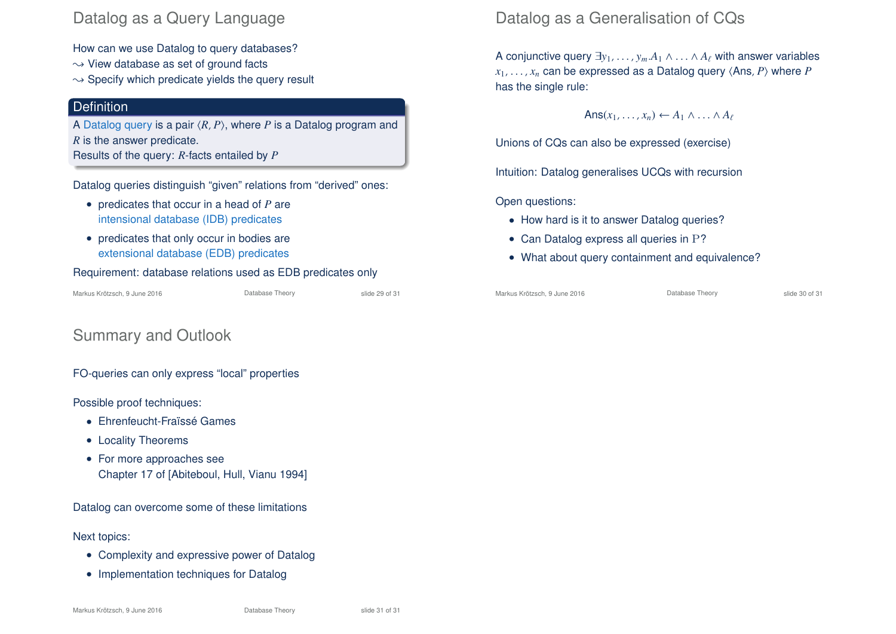## Datalog as a Query Language

How can we use Datalog to query databases?
⇝ View database as set of ground facts
⇝ Specify which predicate yields the query result

**Definition**

A Datalog query is a pair $\langle R, P \rangle$, where $P$ is a Datalog program and $R$ is the answer predicate.
Results of the query: $R$-facts entailed by $P$

Datalog queries distinguish "given" relations from "derived" ones:

- predicates that occur in a head of $P$ are intensional database (IDB) predicates
- predicates that only occur in bodies are extensional database (EDB) predicates

Requirement: database relations used as EDB predicates only

## Datalog as a Generalisation of CQs

A conjunctive query $\exists y_1, \ldots, y_m . A_1 \wedge \ldots \wedge A_\ell$ with answer variables $x_1, \ldots, x_n$ can be expressed as a Datalog query $\langle \mathsf{Ans}, P \rangle$ where $P$ has the single rule:

$$\mathsf{Ans}(x_1, \ldots, x_n) \leftarrow A_1 \wedge \ldots \wedge A_\ell$$

Unions of CQs can also be expressed (exercise)

Intuition: Datalog generalises UCQs with recursion

Open questions:

- How hard is it to answer Datalog queries?
- Can Datalog express all queries in $\mathrm{P}$?
- What about query containment and equivalence?

## Summary and Outlook

FO-queries can only express "local" properties

Possible proof techniques:

- Ehrenfeucht-Fraïssé Games
- Locality Theorems
- For more approaches see Chapter 17 of [Abiteboul, Hull, Vianu 1994]

Datalog can overcome some of these limitations

Next topics:

- Complexity and expressive power of Datalog
- Implementation techniques for Datalog